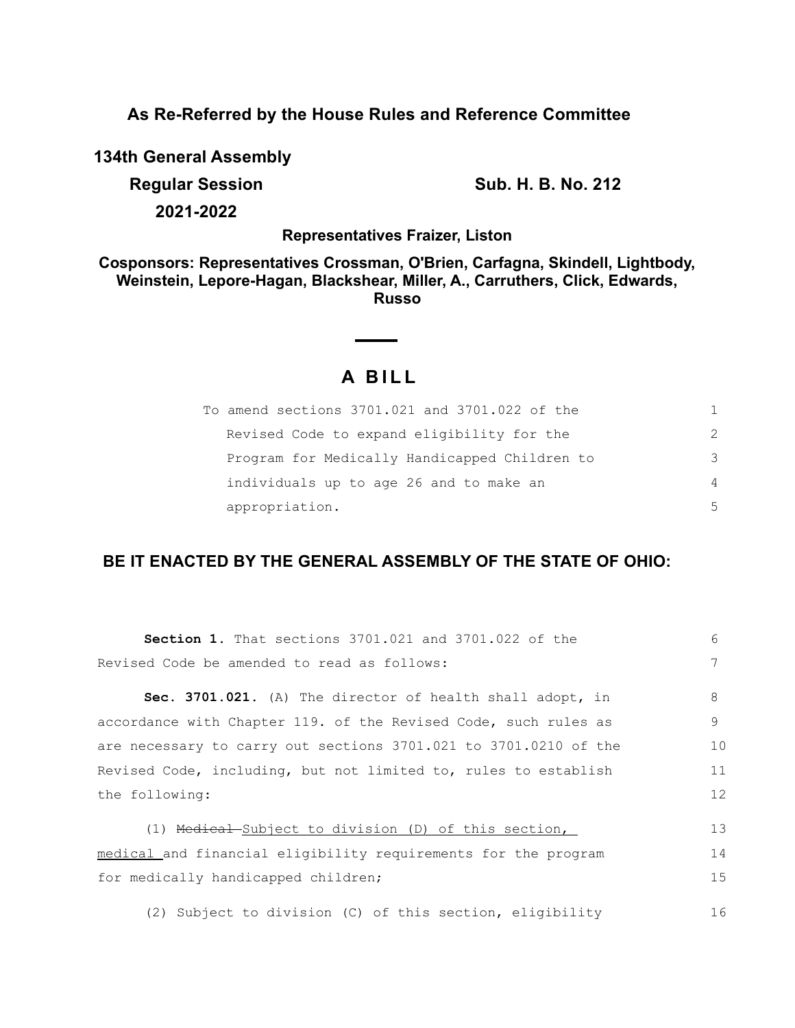## As Re-Referred by the House Rules and Reference Committee

**134th General Assembly**

**Regular Session** **Sub. H. B. No. 212**

**2021-2022**

**Representatives Fraizer, Liston**

**Cosponsors: Representatives Crossman, O'Brien, Carfagna, Skindell, Lightbody, Weinstein, Lepore-Hagan, Blackshear, Miller, A., Carruthers, Click, Edwards, Russo**

# A BILL

To amend sections 3701.021 and 3701.022 of the Revised Code to expand eligibility for the Program for Medically Handicapped Children to individuals up to age 26 and to make an appropriation.

**BE IT ENACTED BY THE GENERAL ASSEMBLY OF THE STATE OF OHIO:**

**Section 1.** That sections 3701.021 and 3701.022 of the Revised Code be amended to read as follows:

**Sec. 3701.021.** (A) The director of health shall adopt, in accordance with Chapter 119. of the Revised Code, such rules as are necessary to carry out sections 3701.021 to 3701.0210 of the Revised Code, including, but not limited to, rules to establish the following:

(1) ~~Medical~~ Subject to division (D) of this section, medical and financial eligibility requirements for the program for medically handicapped children;

(2) Subject to division (C) of this section, eligibility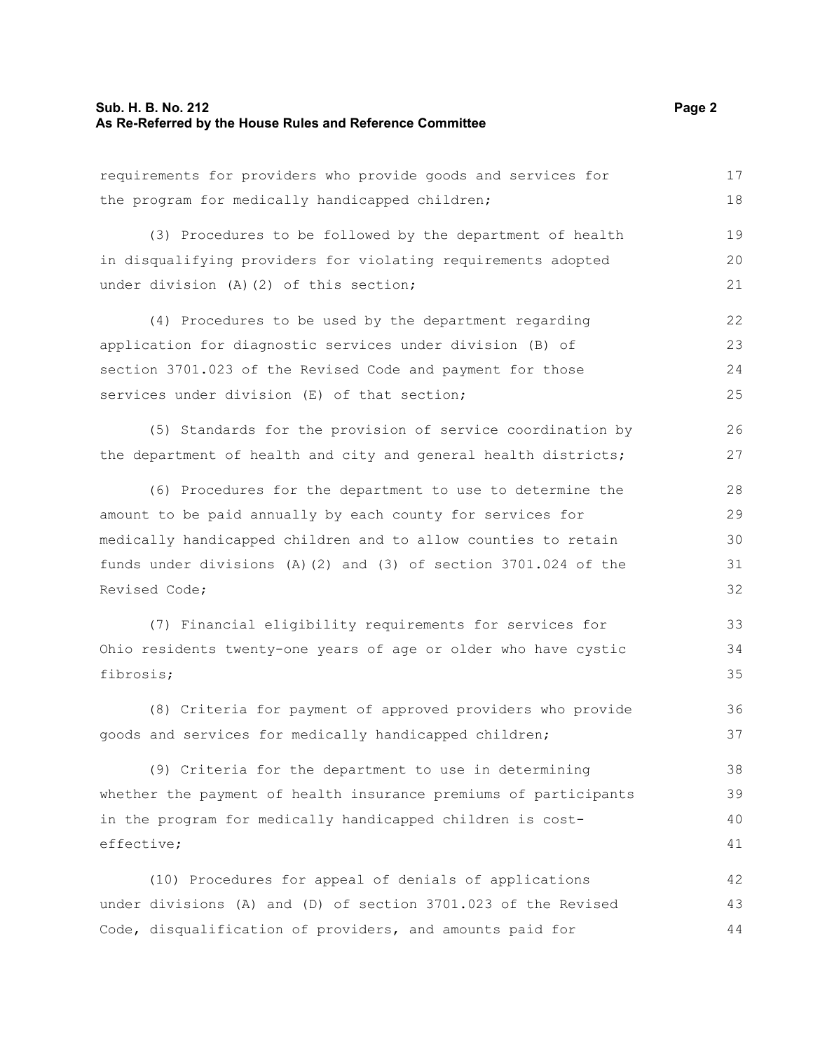requirements for providers who provide goods and services for the program for medically handicapped children;

(3) Procedures to be followed by the department of health in disqualifying providers for violating requirements adopted under division (A)(2) of this section;

(4) Procedures to be used by the department regarding application for diagnostic services under division (B) of section 3701.023 of the Revised Code and payment for those services under division (E) of that section;

(5) Standards for the provision of service coordination by the department of health and city and general health districts;

(6) Procedures for the department to use to determine the amount to be paid annually by each county for services for medically handicapped children and to allow counties to retain funds under divisions (A)(2) and (3) of section 3701.024 of the Revised Code;

(7) Financial eligibility requirements for services for Ohio residents twenty-one years of age or older who have cystic fibrosis;

(8) Criteria for payment of approved providers who provide goods and services for medically handicapped children;

(9) Criteria for the department to use in determining whether the payment of health insurance premiums of participants in the program for medically handicapped children is cost-effective;

(10) Procedures for appeal of denials of applications under divisions (A) and (D) of section 3701.023 of the Revised Code, disqualification of providers, and amounts paid for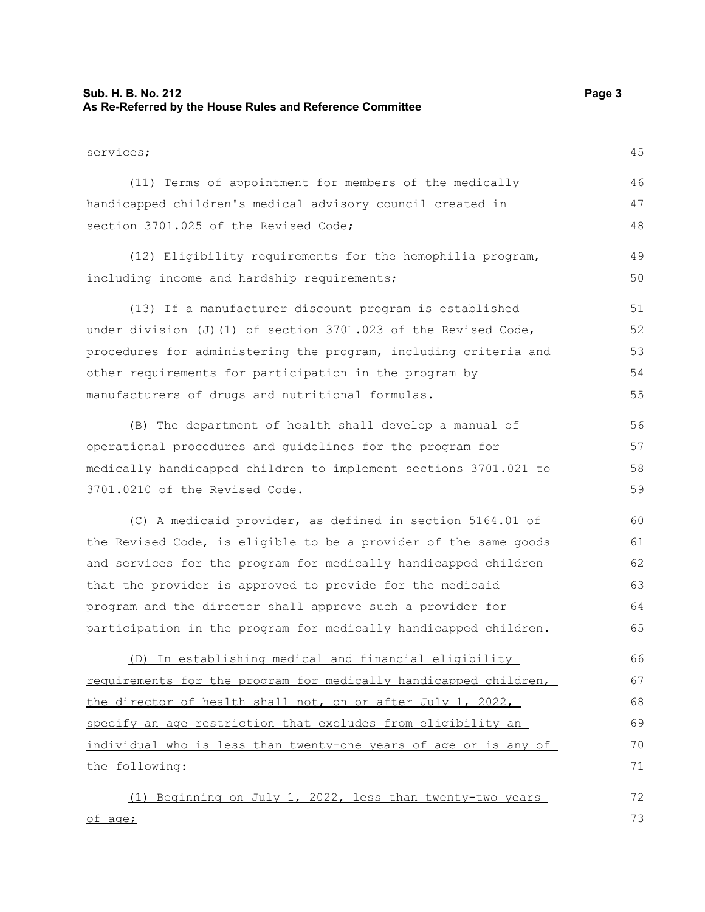services;

(11) Terms of appointment for members of the medically handicapped children's medical advisory council created in section 3701.025 of the Revised Code;

(12) Eligibility requirements for the hemophilia program, including income and hardship requirements;

(13) If a manufacturer discount program is established under division (J)(1) of section 3701.023 of the Revised Code, procedures for administering the program, including criteria and other requirements for participation in the program by manufacturers of drugs and nutritional formulas.

(B) The department of health shall develop a manual of operational procedures and guidelines for the program for medically handicapped children to implement sections 3701.021 to 3701.0210 of the Revised Code.

(C) A medicaid provider, as defined in section 5164.01 of the Revised Code, is eligible to be a provider of the same goods and services for the program for medically handicapped children that the provider is approved to provide for the medicaid program and the director shall approve such a provider for participation in the program for medically handicapped children.

<u>(D) In establishing medical and financial eligibility requirements for the program for medically handicapped children, the director of health shall not, on or after July 1, 2022, specify an age restriction that excludes from eligibility an individual who is less than twenty-one years of age or is any of the following:</u>

<u>(1) Beginning on July 1, 2022, less than twenty-two years of age;</u>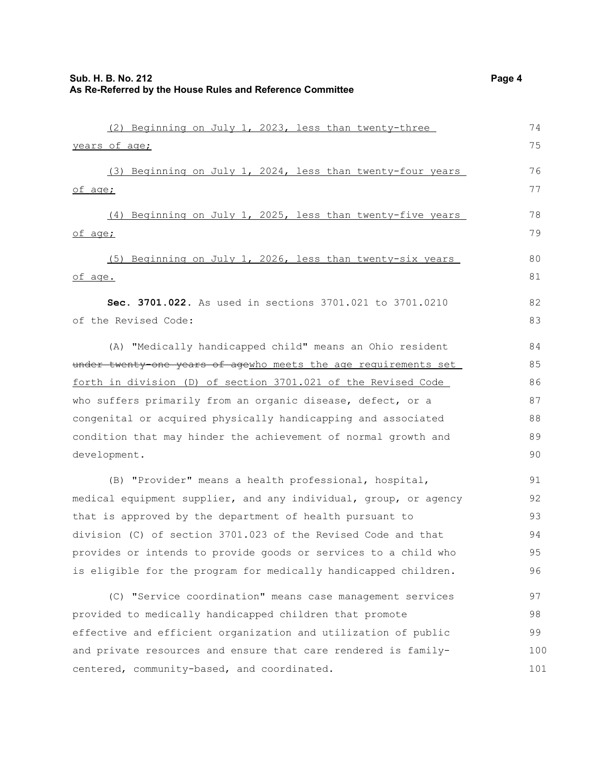(2) Beginning on July 1, 2023, less than twenty-three years of age;

(3) Beginning on July 1, 2024, less than twenty-four years of age;

(4) Beginning on July 1, 2025, less than twenty-five years of age;

(5) Beginning on July 1, 2026, less than twenty-six years of age.

**Sec. 3701.022.** As used in sections 3701.021 to 3701.0210 of the Revised Code:

(A) "Medically handicapped child" means an Ohio resident ~~under twenty-one years of age~~who meets the age requirements set forth in division (D) of section 3701.021 of the Revised Code who suffers primarily from an organic disease, defect, or a congenital or acquired physically handicapping and associated condition that may hinder the achievement of normal growth and development.

(B) "Provider" means a health professional, hospital, medical equipment supplier, and any individual, group, or agency that is approved by the department of health pursuant to division (C) of section 3701.023 of the Revised Code and that provides or intends to provide goods or services to a child who is eligible for the program for medically handicapped children.

(C) "Service coordination" means case management services provided to medically handicapped children that promote effective and efficient organization and utilization of public and private resources and ensure that care rendered is family-centered, community-based, and coordinated.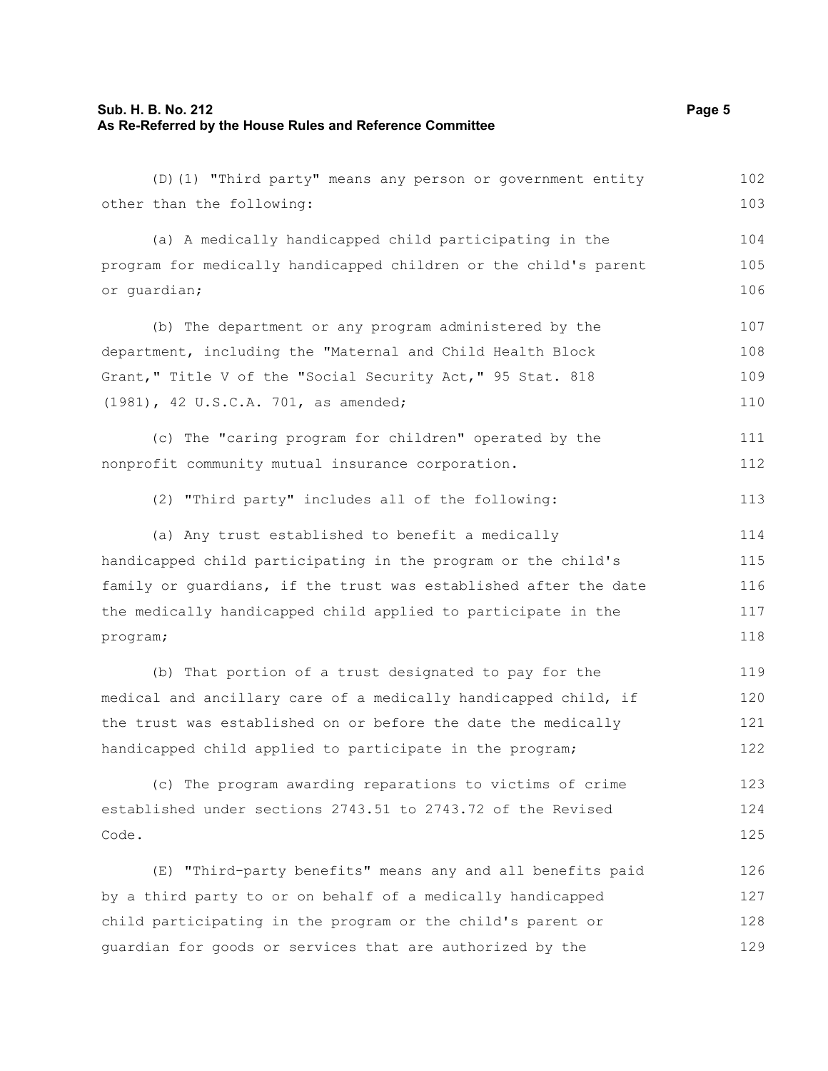(D)(1) "Third party" means any person or government entity other than the following:

(a) A medically handicapped child participating in the program for medically handicapped children or the child's parent or guardian;

(b) The department or any program administered by the department, including the "Maternal and Child Health Block Grant," Title V of the "Social Security Act," 95 Stat. 818 (1981), 42 U.S.C.A. 701, as amended;

(c) The "caring program for children" operated by the nonprofit community mutual insurance corporation.

(2) "Third party" includes all of the following:

(a) Any trust established to benefit a medically handicapped child participating in the program or the child's family or guardians, if the trust was established after the date the medically handicapped child applied to participate in the program;

(b) That portion of a trust designated to pay for the medical and ancillary care of a medically handicapped child, if the trust was established on or before the date the medically handicapped child applied to participate in the program;

(c) The program awarding reparations to victims of crime established under sections 2743.51 to 2743.72 of the Revised Code.

(E) "Third-party benefits" means any and all benefits paid by a third party to or on behalf of a medically handicapped child participating in the program or the child's parent or guardian for goods or services that are authorized by the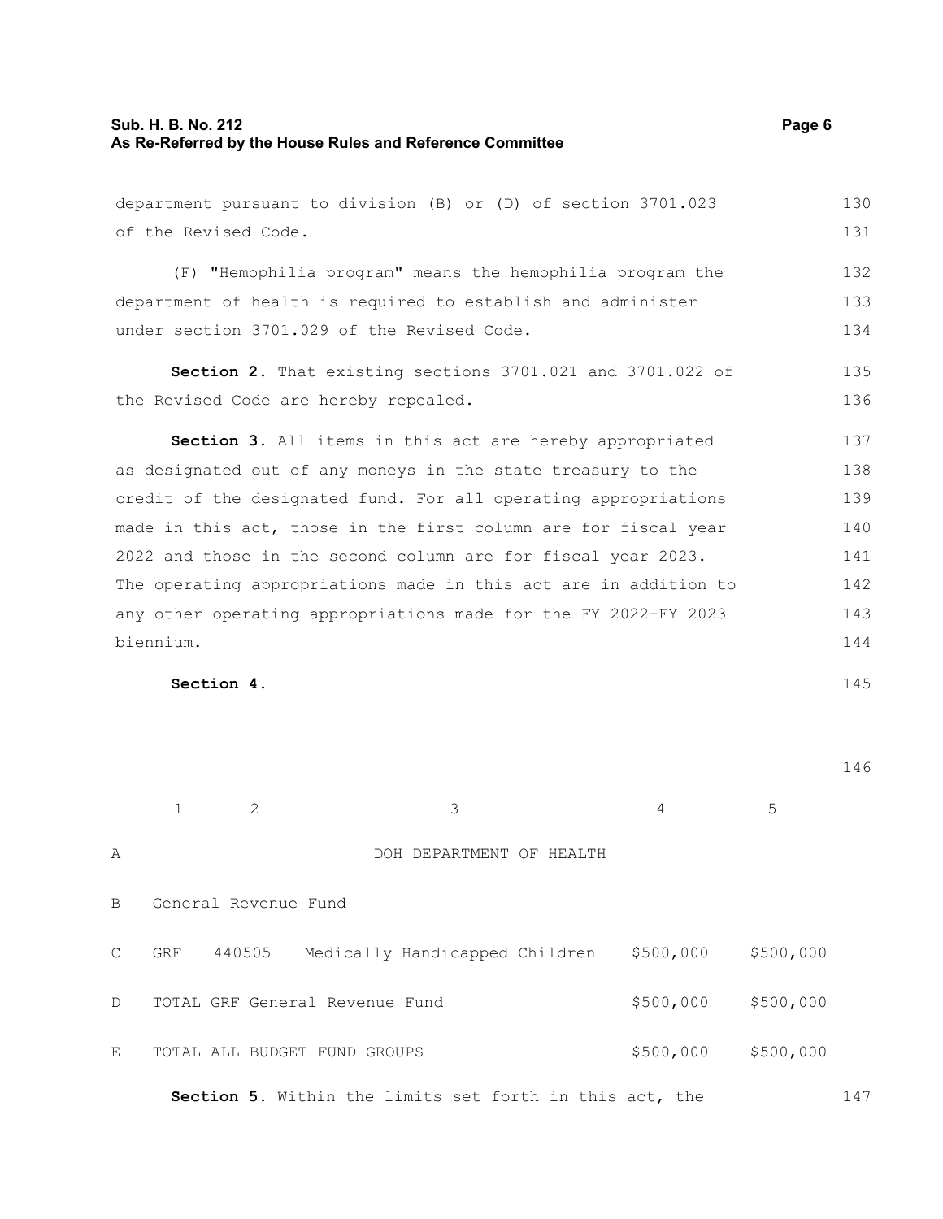department pursuant to division (B) or (D) of section 3701.023 of the Revised Code.

(F) "Hemophilia program" means the hemophilia program the department of health is required to establish and administer under section 3701.029 of the Revised Code.

**Section 2.** That existing sections 3701.021 and 3701.022 of the Revised Code are hereby repealed.

**Section 3.** All items in this act are hereby appropriated as designated out of any moneys in the state treasury to the credit of the designated fund. For all operating appropriations made in this act, those in the first column are for fiscal year 2022 and those in the second column are for fiscal year 2023. The operating appropriations made in this act are in addition to any other operating appropriations made for the FY 2022-FY 2023 biennium.

**Section 4.**

| | 1 | 2 | 3 | 4 | 5 |
|---|---|---|---|---|---|
| A | | | DOH DEPARTMENT OF HEALTH | | |
| B | General Revenue Fund | | | | |
| C | GRF | 440505 | Medically Handicapped Children | $500,000 | $500,000 |
| D | TOTAL GRF General Revenue Fund | | | $500,000 | $500,000 |
| E | TOTAL ALL BUDGET FUND GROUPS | | | $500,000 | $500,000 |

**Section 5.** Within the limits set forth in this act, the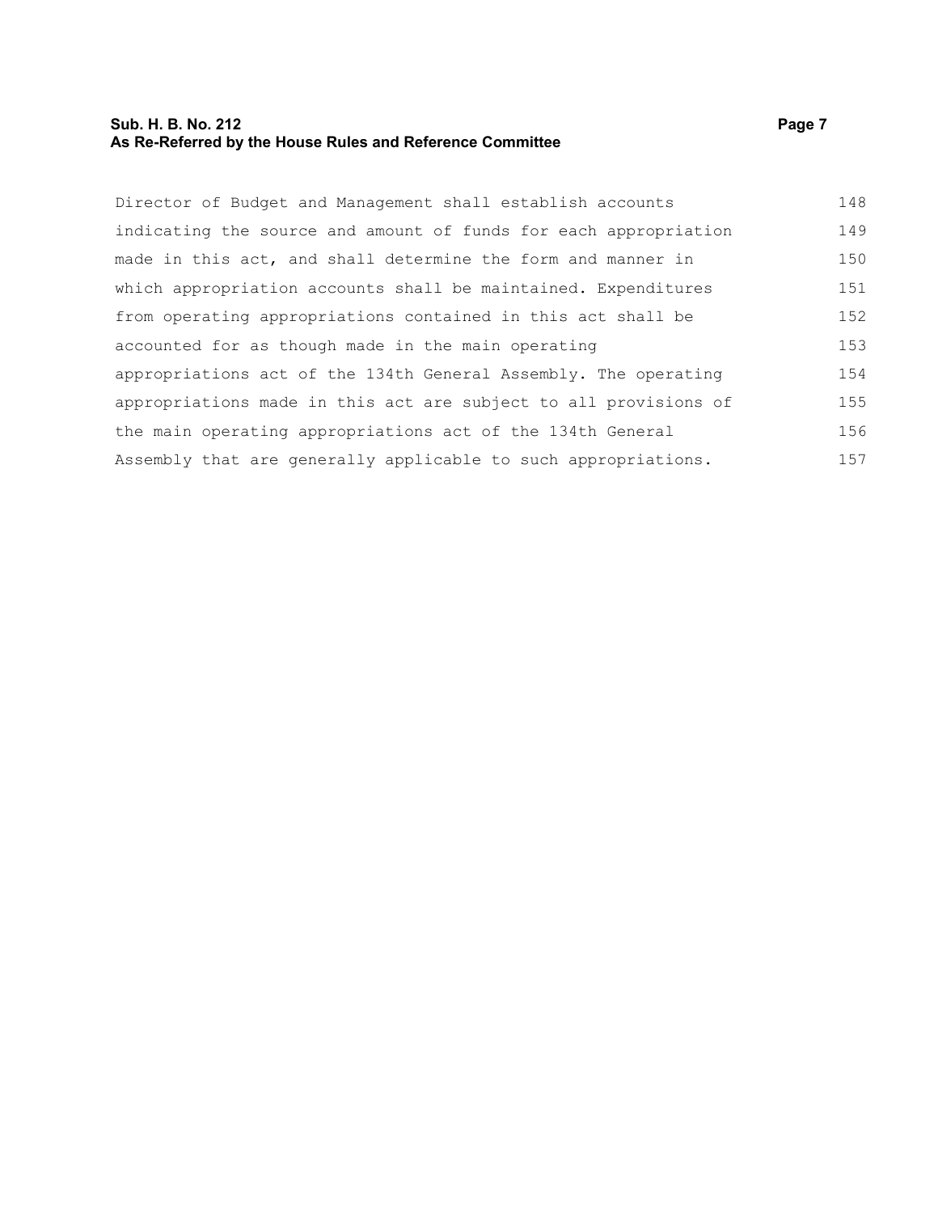Director of Budget and Management shall establish accounts indicating the source and amount of funds for each appropriation made in this act, and shall determine the form and manner in which appropriation accounts shall be maintained. Expenditures from operating appropriations contained in this act shall be accounted for as though made in the main operating appropriations act of the 134th General Assembly. The operating appropriations made in this act are subject to all provisions of the main operating appropriations act of the 134th General Assembly that are generally applicable to such appropriations.